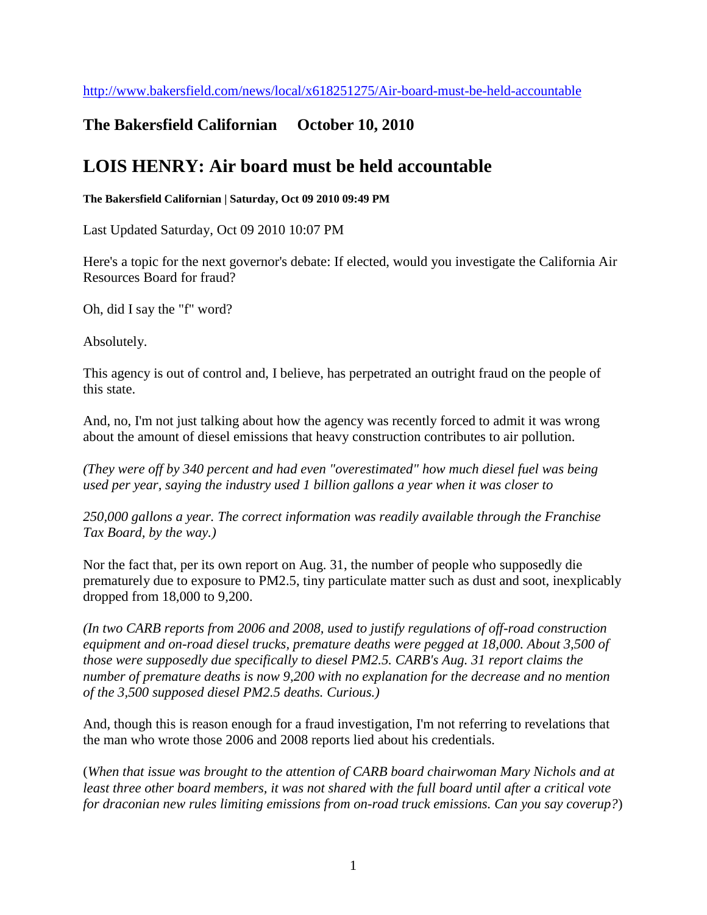http://www.bakersfield.com/news/local/x618251275/Air-board-must-be-held-accountable

## The Bakersfield Californian October 10, 2010

# LOIS HENRY: Air board must be held accountable

**The Bakersfield Californian | Saturday, Oct 09 2010 09:49 PM**

Last Updated Saturday, Oct 09 2010 10:07 PM

Here's a topic for the next governor's debate: If elected, would you investigate the California Air Resources Board for fraud?

Oh, did I say the "f" word?

Absolutely.

This agency is out of control and, I believe, has perpetrated an outright fraud on the people of this state.

And, no, I'm not just talking about how the agency was recently forced to admit it was wrong about the amount of diesel emissions that heavy construction contributes to air pollution.

*(They were off by 340 percent and had even "overestimated" how much diesel fuel was being used per year, saying the industry used 1 billion gallons a year when it was closer to*

*250,000 gallons a year. The correct information was readily available through the Franchise Tax Board, by the way.)*

Nor the fact that, per its own report on Aug. 31, the number of people who supposedly die prematurely due to exposure to PM2.5, tiny particulate matter such as dust and soot, inexplicably dropped from 18,000 to 9,200.

*(In two CARB reports from 2006 and 2008, used to justify regulations of off-road construction equipment and on-road diesel trucks, premature deaths were pegged at 18,000. About 3,500 of those were supposedly due specifically to diesel PM2.5. CARB's Aug. 31 report claims the number of premature deaths is now 9,200 with no explanation for the decrease and no mention of the 3,500 supposed diesel PM2.5 deaths. Curious.)*

And, though this is reason enough for a fraud investigation, I'm not referring to revelations that the man who wrote those 2006 and 2008 reports lied about his credentials.

(*When that issue was brought to the attention of CARB board chairwoman Mary Nichols and at least three other board members, it was not shared with the full board until after a critical vote for draconian new rules limiting emissions from on-road truck emissions. Can you say coverup?*)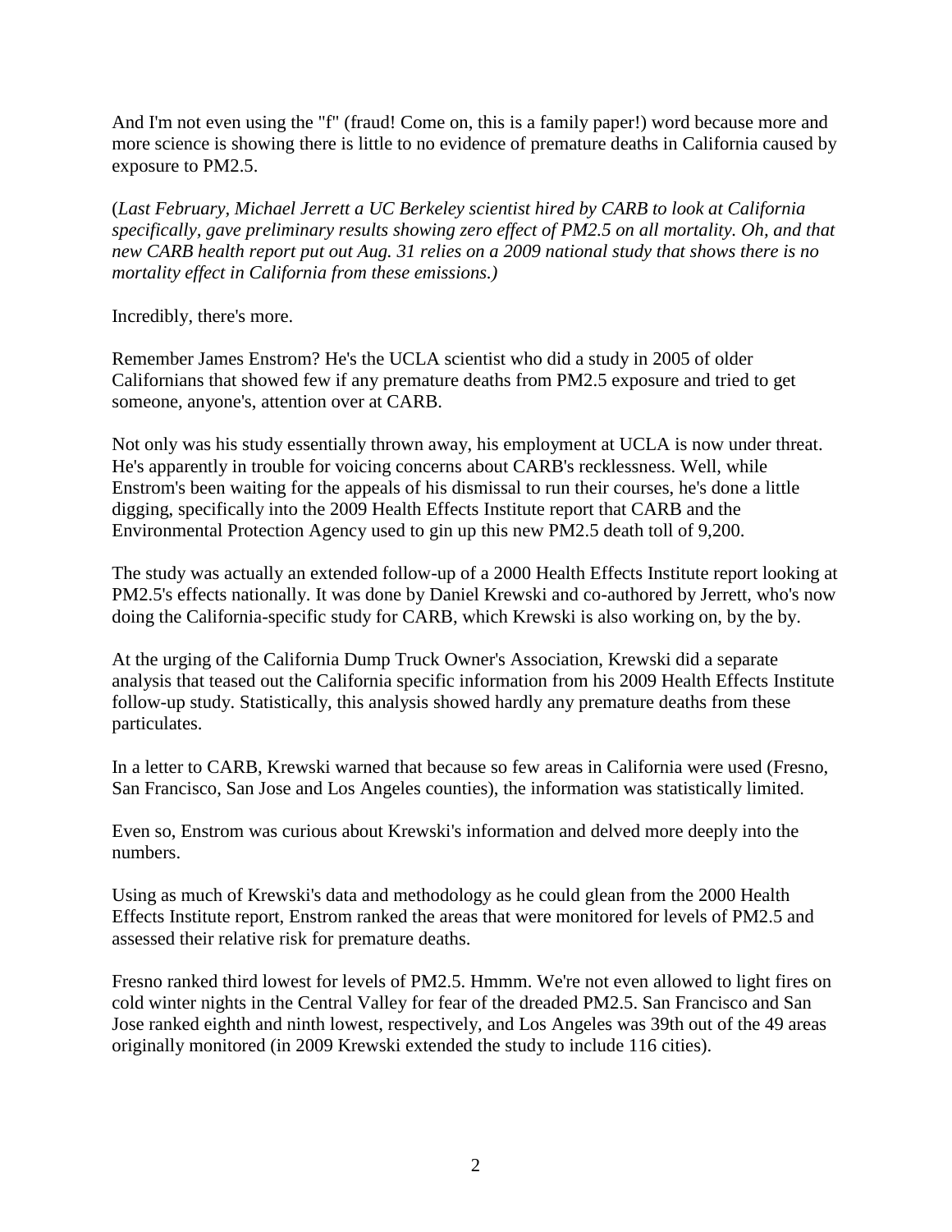And I'm not even using the "f" (fraud! Come on, this is a family paper!) word because more and more science is showing there is little to no evidence of premature deaths in California caused by exposure to PM2.5.

(*Last February, Michael Jerrett a UC Berkeley scientist hired by CARB to look at California specifically, gave preliminary results showing zero effect of PM2.5 on all mortality. Oh, and that new CARB health report put out Aug. 31 relies on a 2009 national study that shows there is no mortality effect in California from these emissions.)*

Incredibly, there's more.

Remember James Enstrom? He's the UCLA scientist who did a study in 2005 of older Californians that showed few if any premature deaths from PM2.5 exposure and tried to get someone, anyone's, attention over at CARB.

Not only was his study essentially thrown away, his employment at UCLA is now under threat. He's apparently in trouble for voicing concerns about CARB's recklessness. Well, while Enstrom's been waiting for the appeals of his dismissal to run their courses, he's done a little digging, specifically into the 2009 Health Effects Institute report that CARB and the Environmental Protection Agency used to gin up this new PM2.5 death toll of 9,200.

The study was actually an extended follow-up of a 2000 Health Effects Institute report looking at PM2.5's effects nationally. It was done by Daniel Krewski and co-authored by Jerrett, who's now doing the California-specific study for CARB, which Krewski is also working on, by the by.

At the urging of the California Dump Truck Owner's Association, Krewski did a separate analysis that teased out the California specific information from his 2009 Health Effects Institute follow-up study. Statistically, this analysis showed hardly any premature deaths from these particulates.

In a letter to CARB, Krewski warned that because so few areas in California were used (Fresno, San Francisco, San Jose and Los Angeles counties), the information was statistically limited.

Even so, Enstrom was curious about Krewski's information and delved more deeply into the numbers.

Using as much of Krewski's data and methodology as he could glean from the 2000 Health Effects Institute report, Enstrom ranked the areas that were monitored for levels of PM2.5 and assessed their relative risk for premature deaths.

Fresno ranked third lowest for levels of PM2.5. Hmmm. We're not even allowed to light fires on cold winter nights in the Central Valley for fear of the dreaded PM2.5. San Francisco and San Jose ranked eighth and ninth lowest, respectively, and Los Angeles was 39th out of the 49 areas originally monitored (in 2009 Krewski extended the study to include 116 cities).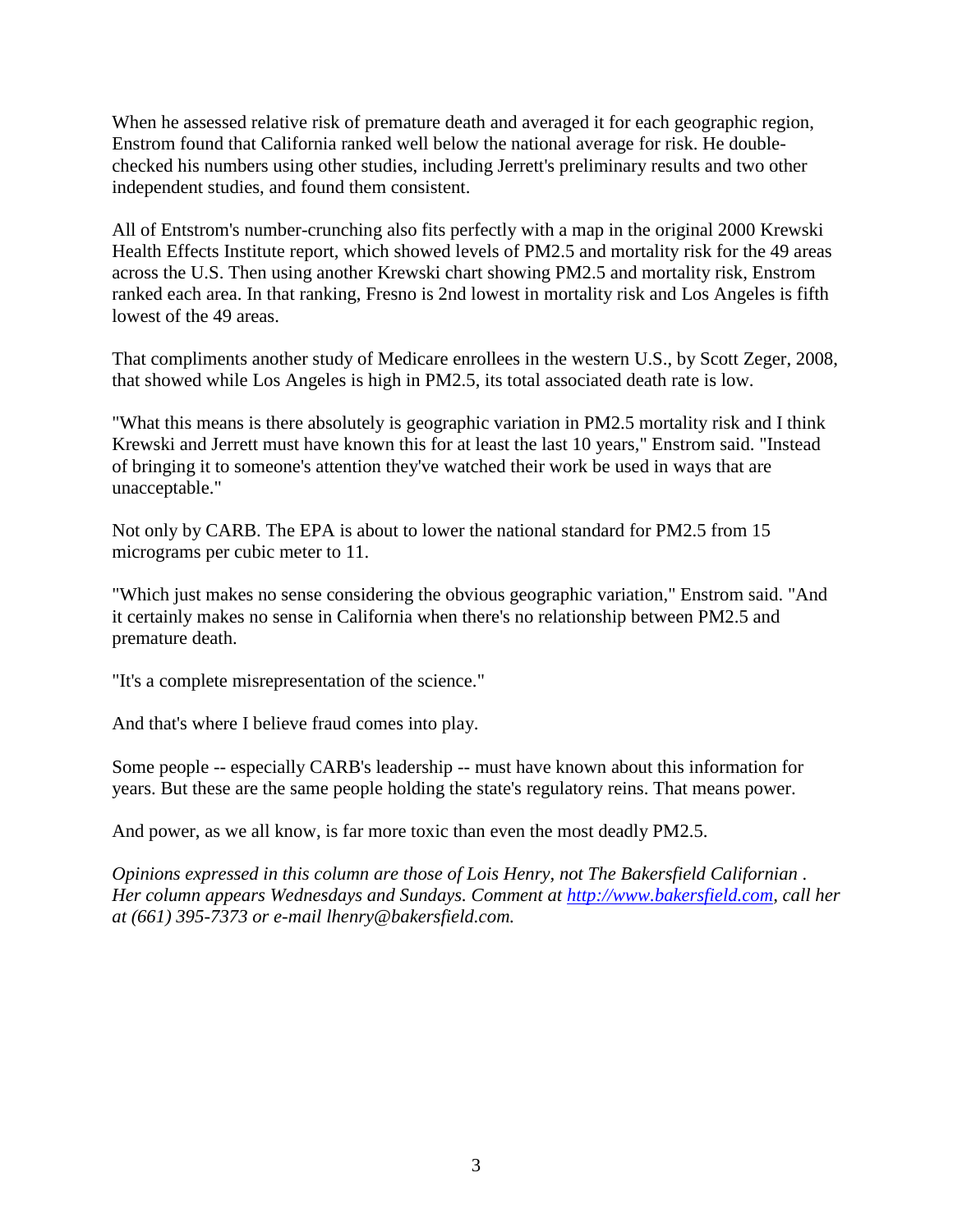When he assessed relative risk of premature death and averaged it for each geographic region, Enstrom found that California ranked well below the national average for risk. He double-checked his numbers using other studies, including Jerrett's preliminary results and two other independent studies, and found them consistent.

All of Entstrom's number-crunching also fits perfectly with a map in the original 2000 Krewski Health Effects Institute report, which showed levels of PM2.5 and mortality risk for the 49 areas across the U.S. Then using another Krewski chart showing PM2.5 and mortality risk, Enstrom ranked each area. In that ranking, Fresno is 2nd lowest in mortality risk and Los Angeles is fifth lowest of the 49 areas.

That compliments another study of Medicare enrollees in the western U.S., by Scott Zeger, 2008, that showed while Los Angeles is high in PM2.5, its total associated death rate is low.

"What this means is there absolutely is geographic variation in PM2.5 mortality risk and I think Krewski and Jerrett must have known this for at least the last 10 years," Enstrom said. "Instead of bringing it to someone's attention they've watched their work be used in ways that are unacceptable."

Not only by CARB. The EPA is about to lower the national standard for PM2.5 from 15 micrograms per cubic meter to 11.

"Which just makes no sense considering the obvious geographic variation," Enstrom said. "And it certainly makes no sense in California when there's no relationship between PM2.5 and premature death.

"It's a complete misrepresentation of the science."

And that's where I believe fraud comes into play.

Some people -- especially CARB's leadership -- must have known about this information for years. But these are the same people holding the state's regulatory reins. That means power.

And power, as we all know, is far more toxic than even the most deadly PM2.5.

*Opinions expressed in this column are those of Lois Henry, not The Bakersfield Californian . Her column appears Wednesdays and Sundays. Comment at [http://www.bakersfield.com](http://www.bakersfield.com), call her at (661) 395-7373 or e-mail lhenry@bakersfield.com.*